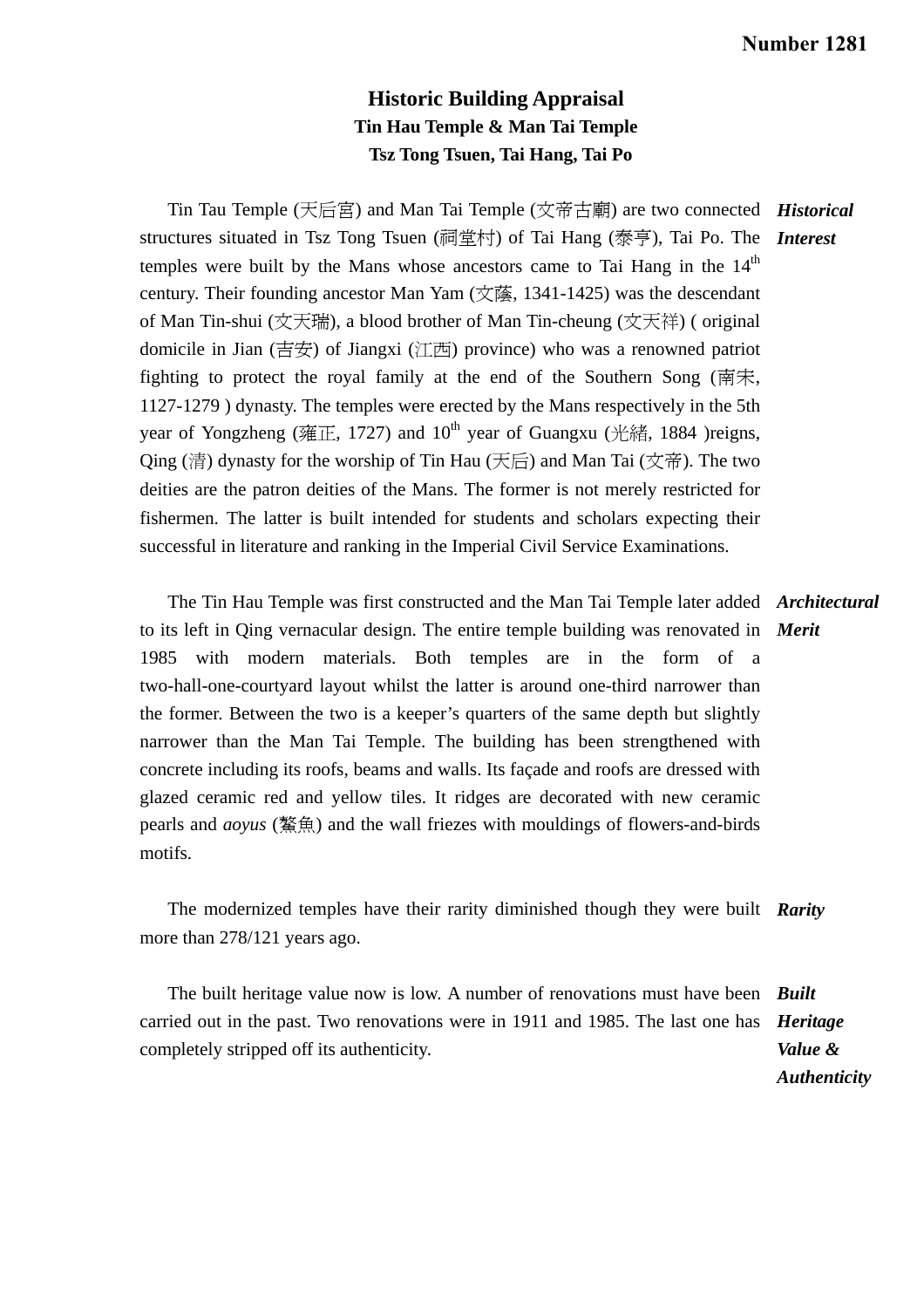Number 1281

# Historic Building Appraisal

## Tin Hau Temple & Man Tai Temple

### Tsz Tong Tsuen, Tai Hang, Tai Po

***Historical Interest***

Tin Tau Temple (天后宮) and Man Tai Temple (文帝古廟) are two connected structures situated in Tsz Tong Tsuen (祠堂村) of Tai Hang (泰亨), Tai Po. The temples were built by the Mans whose ancestors came to Tai Hang in the 14th century. Their founding ancestor Man Yam (文蔭, 1341-1425) was the descendant of Man Tin-shui (文天瑞), a blood brother of Man Tin-cheung (文天祥) ( original domicile in Jian (吉安) of Jiangxi (江西) province) who was a renowned patriot fighting to protect the royal family at the end of the Southern Song (南宋, 1127-1279 ) dynasty. The temples were erected by the Mans respectively in the 5th year of Yongzheng (雍正, 1727) and 10th year of Guangxu (光緒, 1884 )reigns, Qing (清) dynasty for the worship of Tin Hau (天后) and Man Tai (文帝). The two deities are the patron deities of the Mans. The former is not merely restricted for fishermen. The latter is built intended for students and scholars expecting their successful in literature and ranking in the Imperial Civil Service Examinations.

***Architectural Merit***

The Tin Hau Temple was first constructed and the Man Tai Temple later added to its left in Qing vernacular design. The entire temple building was renovated in 1985 with modern materials. Both temples are in the form of a two-hall-one-courtyard layout whilst the latter is around one-third narrower than the former. Between the two is a keeper's quarters of the same depth but slightly narrower than the Man Tai Temple. The building has been strengthened with concrete including its roofs, beams and walls. Its façade and roofs are dressed with glazed ceramic red and yellow tiles. It ridges are decorated with new ceramic pearls and *aoyus* (鰲魚) and the wall friezes with mouldings of flowers-and-birds motifs.

***Rarity***

The modernized temples have their rarity diminished though they were built more than 278/121 years ago.

***Built Heritage Value & Authenticity***

The built heritage value now is low. A number of renovations must have been carried out in the past. Two renovations were in 1911 and 1985. The last one has completely stripped off its authenticity.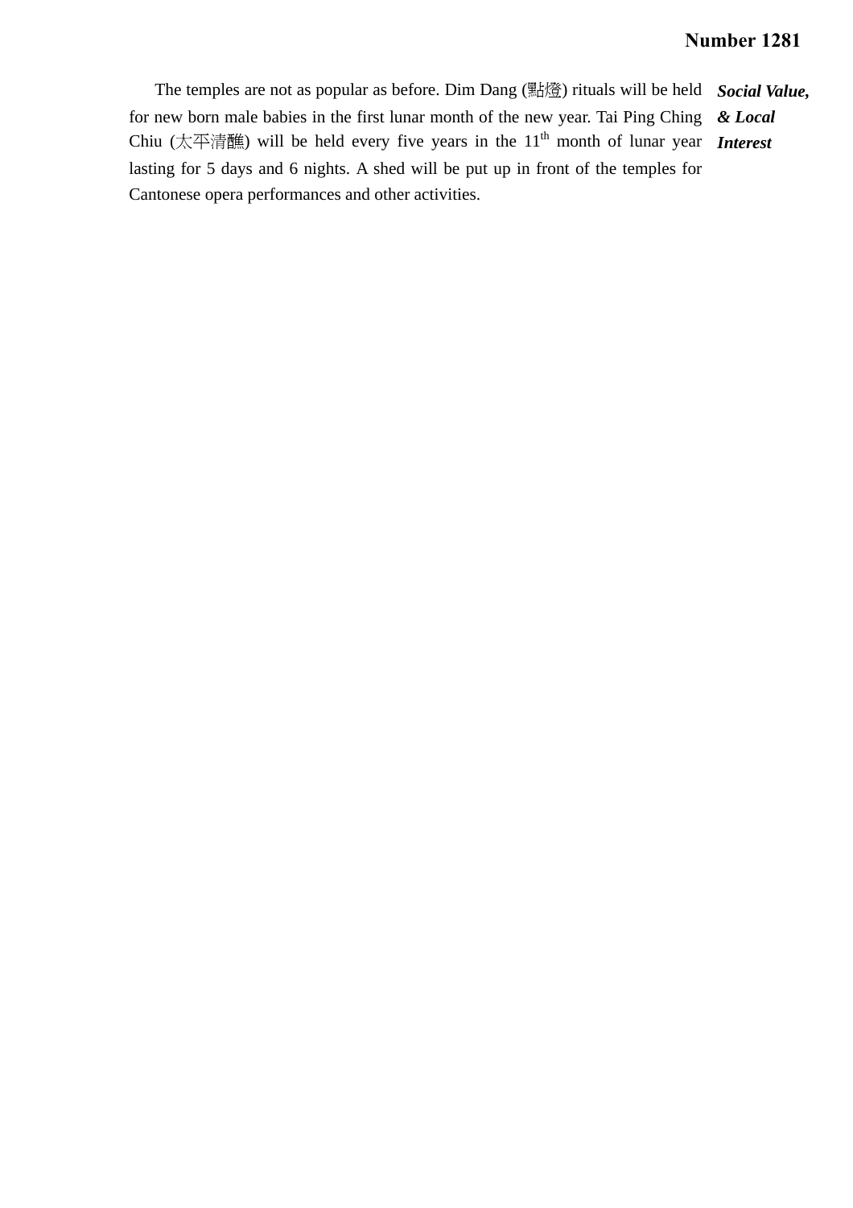The temples are not as popular as before. Dim Dang (點燈) rituals will be held for new born male babies in the first lunar month of the new year. Tai Ping Ching Chiu (太平清醮) will be held every five years in the 11th month of lunar year lasting for 5 days and 6 nights. A shed will be put up in front of the temples for Cantonese opera performances and other activities.

***Social Value, & Local Interest***